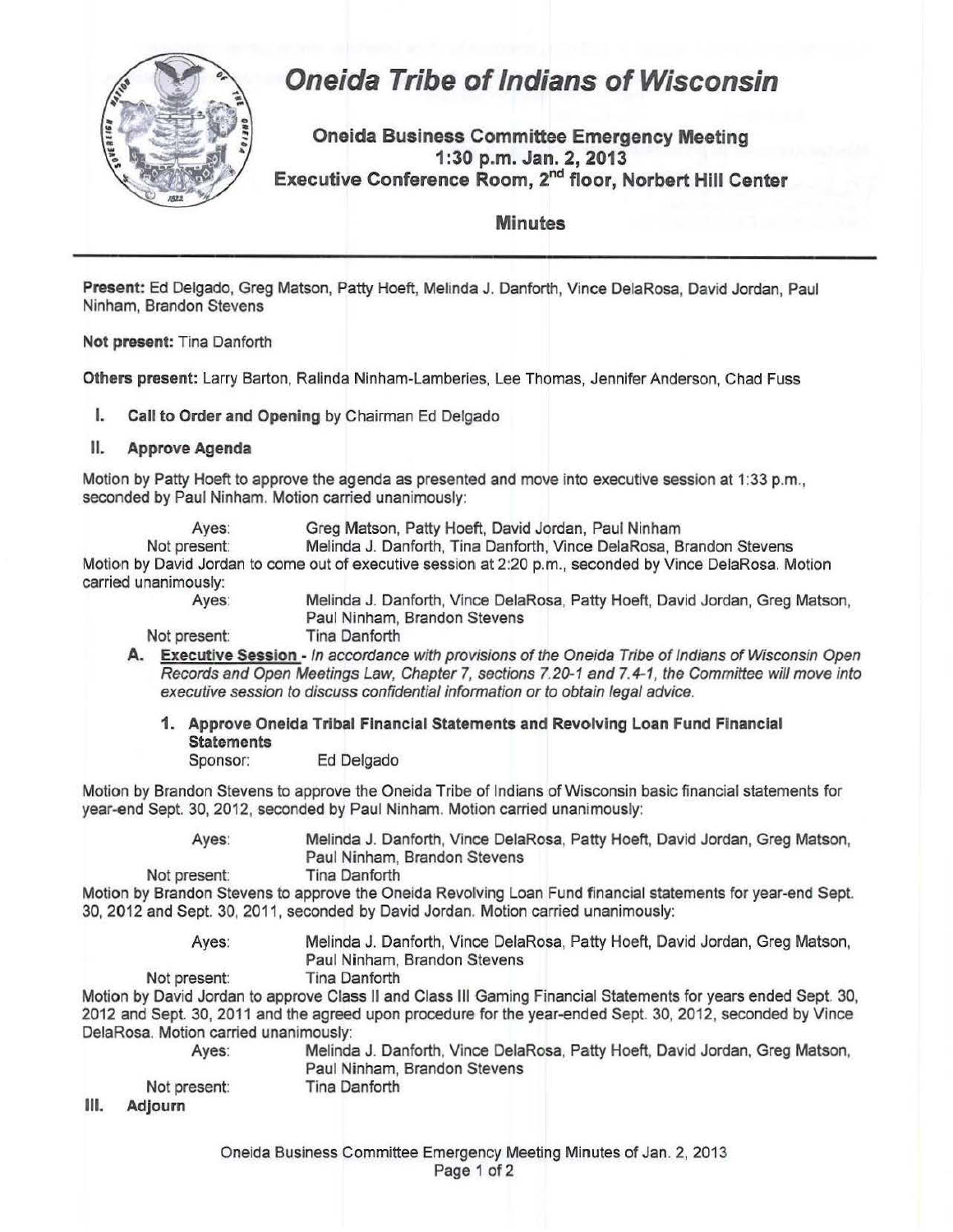# Oneida Tribe of Indians of Wisconsin

## Oneida Business Committee Emergency Meeting
## 1:30 p.m. Jan. 2, 2013
## Executive Conference Room, 2nd floor, Norbert Hill Center

### Minutes

---

**Present:** Ed Delgado, Greg Matson, Patty Hoeft, Melinda J. Danforth, Vince DelaRosa, David Jordan, Paul Ninham, Brandon Stevens

**Not present:** Tina Danforth

**Others present:** Larry Barton, Ralinda Ninham-Lamberies, Lee Thomas, Jennifer Anderson, Chad Fuss

**I. Call to Order and Opening** by Chairman Ed Delgado

**II. Approve Agenda**

Motion by Patty Hoeft to approve the agenda as presented and move into executive session at 1:33 p.m., seconded by Paul Ninham. Motion carried unanimously:

Ayes: Greg Matson, Patty Hoeft, David Jordan, Paul Ninham
Not present: Melinda J. Danforth, Tina Danforth, Vince DelaRosa, Brandon Stevens

Motion by David Jordan to come out of executive session at 2:20 p.m., seconded by Vince DelaRosa. Motion carried unanimously:

Ayes: Melinda J. Danforth, Vince DelaRosa, Patty Hoeft, David Jordan, Greg Matson, Paul Ninham, Brandon Stevens
Not present: Tina Danforth

**A. Executive Session** - *In accordance with provisions of the Oneida Tribe of Indians of Wisconsin Open Records and Open Meetings Law, Chapter 7, sections 7.20-1 and 7.4-1, the Committee will move into executive session to discuss confidential information or to obtain legal advice.*

**1. Approve Oneida Tribal Financial Statements and Revolving Loan Fund Financial Statements**
Sponsor: Ed Delgado

Motion by Brandon Stevens to approve the Oneida Tribe of Indians of Wisconsin basic financial statements for year-end Sept. 30, 2012, seconded by Paul Ninham. Motion carried unanimously:

Ayes: Melinda J. Danforth, Vince DelaRosa, Patty Hoeft, David Jordan, Greg Matson, Paul Ninham, Brandon Stevens
Not present: Tina Danforth

Motion by Brandon Stevens to approve the Oneida Revolving Loan Fund financial statements for year-end Sept. 30, 2012 and Sept. 30, 2011, seconded by David Jordan. Motion carried unanimously:

Ayes: Melinda J. Danforth, Vince DelaRosa, Patty Hoeft, David Jordan, Greg Matson, Paul Ninham, Brandon Stevens
Not present: Tina Danforth

Motion by David Jordan to approve Class II and Class III Gaming Financial Statements for years ended Sept. 30, 2012 and Sept. 30, 2011 and the agreed upon procedure for the year-ended Sept. 30, 2012, seconded by Vince DelaRosa. Motion carried unanimously:

Ayes: Melinda J. Danforth, Vince DelaRosa, Patty Hoeft, David Jordan, Greg Matson, Paul Ninham, Brandon Stevens
Not present: Tina Danforth

**III. Adjourn**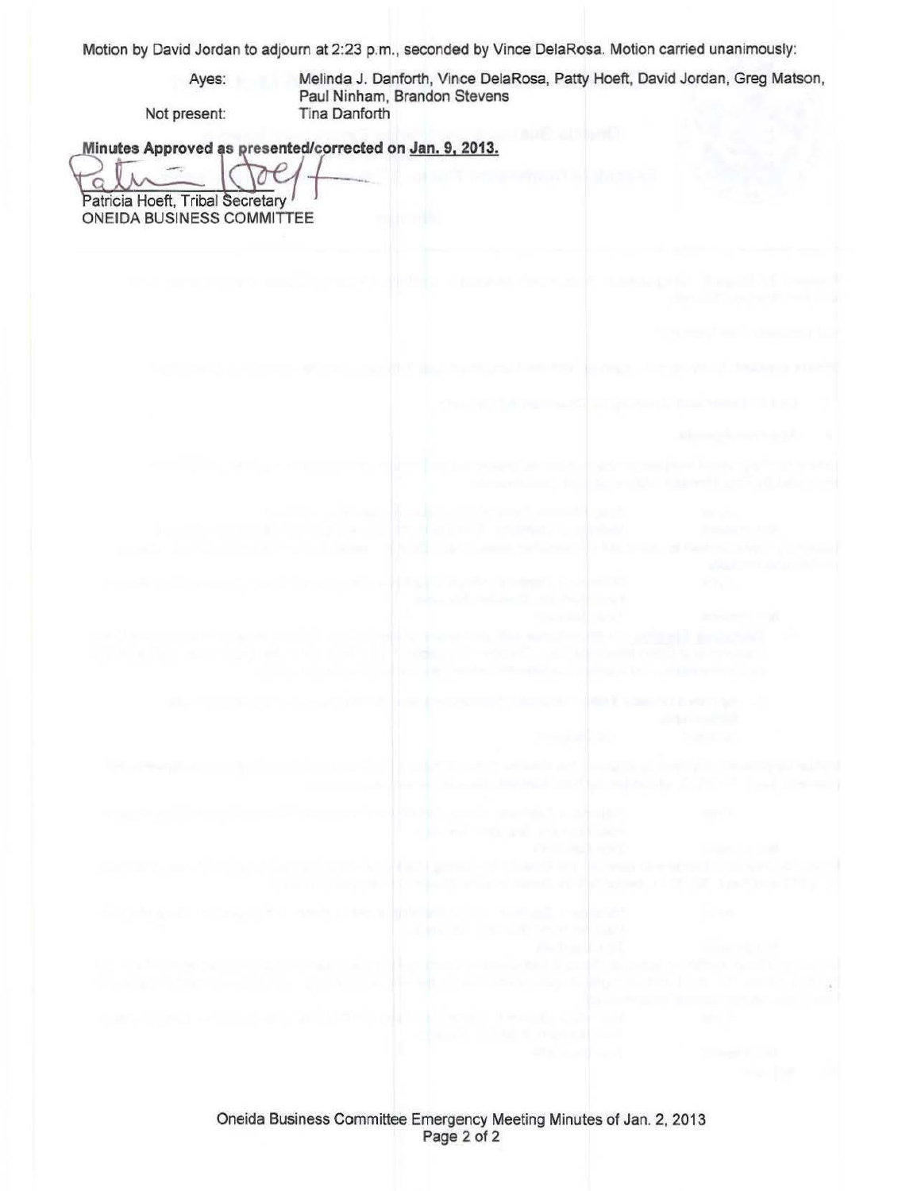Motion by David Jordan to adjourn at 2:23 p.m., seconded by Vince DelaRosa. Motion carried unanimously:

| | |
|---|---|
| Ayes: | Melinda J. Danforth, Vince DelaRosa, Patty Hoeft, David Jordan, Greg Matson, Paul Ninham, Brandon Stevens |
| Not present: | Tina Danforth |

**Minutes Approved as presented/corrected on Jan. 9, 2013.**

Patricia Hoeft, Tribal Secretary
ONEIDA BUSINESS COMMITTEE

Oneida Business Committee Emergency Meeting Minutes of Jan. 2, 2013